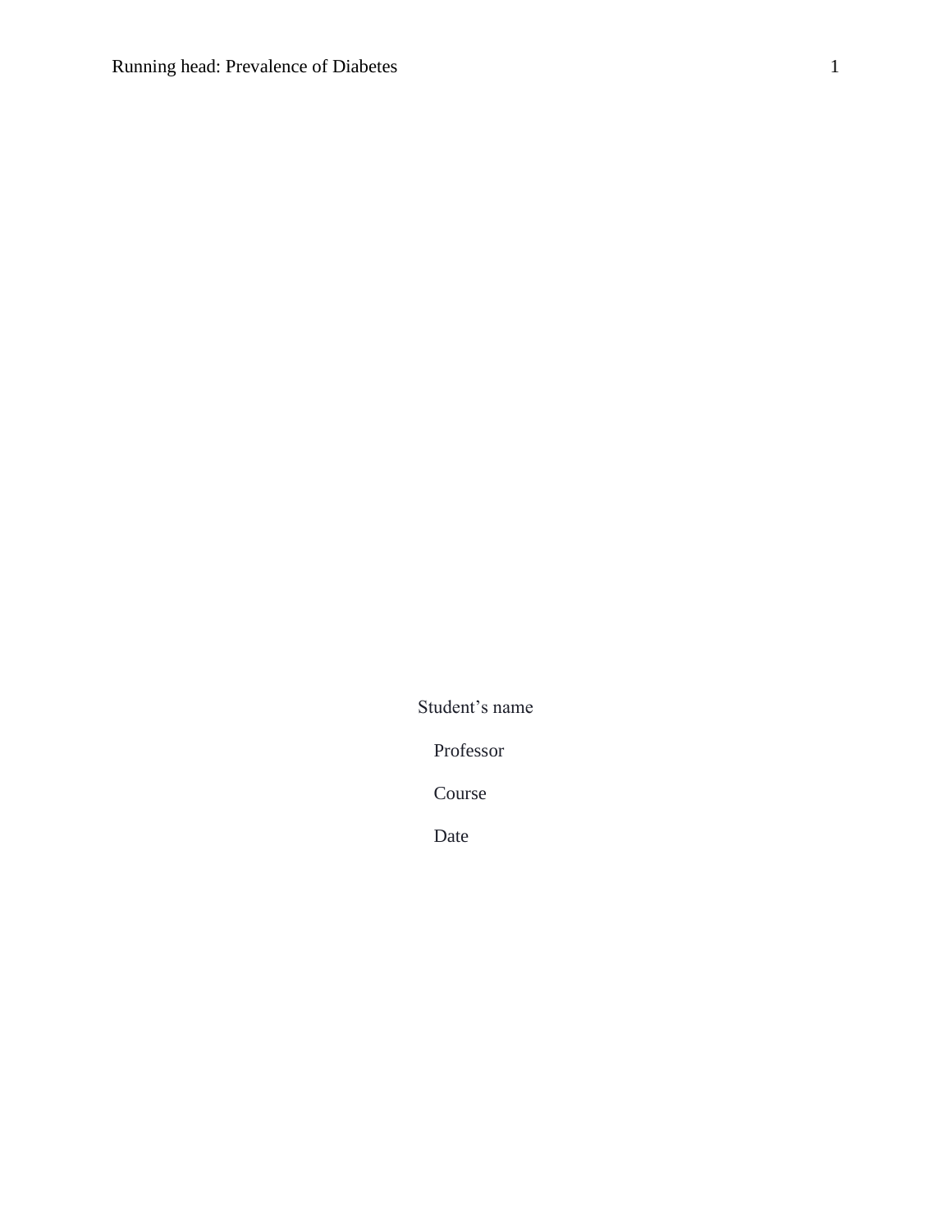Student's name

Professor

Course

Date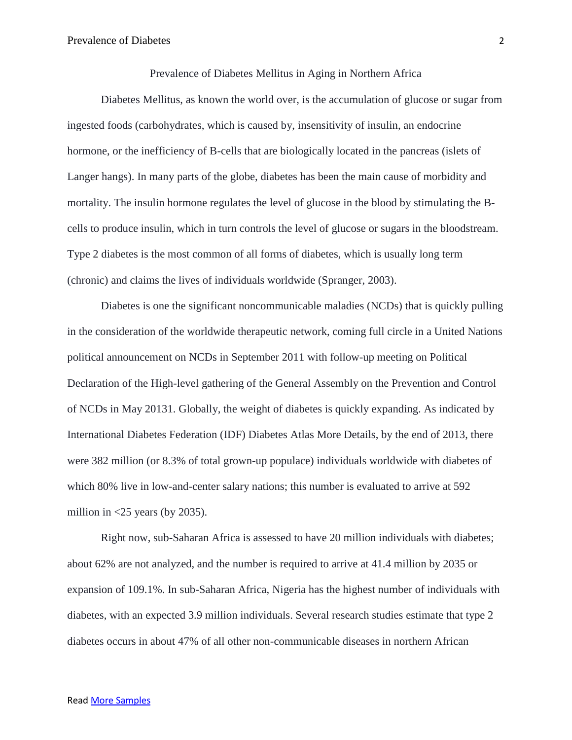Prevalence of Diabetes Mellitus in Aging in Northern Africa

Diabetes Mellitus, as known the world over, is the accumulation of glucose or sugar from ingested foods (carbohydrates, which is caused by, insensitivity of insulin, an endocrine hormone, or the inefficiency of B-cells that are biologically located in the pancreas (islets of Langer hangs). In many parts of the globe, diabetes has been the main cause of morbidity and mortality. The insulin hormone regulates the level of glucose in the blood by stimulating the B-cells to produce insulin, which in turn controls the level of glucose or sugars in the bloodstream. Type 2 diabetes is the most common of all forms of diabetes, which is usually long term (chronic) and claims the lives of individuals worldwide (Spranger, 2003).

Diabetes is one the significant noncommunicable maladies (NCDs) that is quickly pulling in the consideration of the worldwide therapeutic network, coming full circle in a United Nations political announcement on NCDs in September 2011 with follow-up meeting on Political Declaration of the High-level gathering of the General Assembly on the Prevention and Control of NCDs in May 20131. Globally, the weight of diabetes is quickly expanding. As indicated by International Diabetes Federation (IDF) Diabetes Atlas More Details, by the end of 2013, there were 382 million (or 8.3% of total grown-up populace) individuals worldwide with diabetes of which 80% live in low-and-center salary nations; this number is evaluated to arrive at 592 million in <25 years (by 2035).

Right now, sub-Saharan Africa is assessed to have 20 million individuals with diabetes; about 62% are not analyzed, and the number is required to arrive at 41.4 million by 2035 or expansion of 109.1%. In sub-Saharan Africa, Nigeria has the highest number of individuals with diabetes, with an expected 3.9 million individuals. Several research studies estimate that type 2 diabetes occurs in about 47% of all other non-communicable diseases in northern African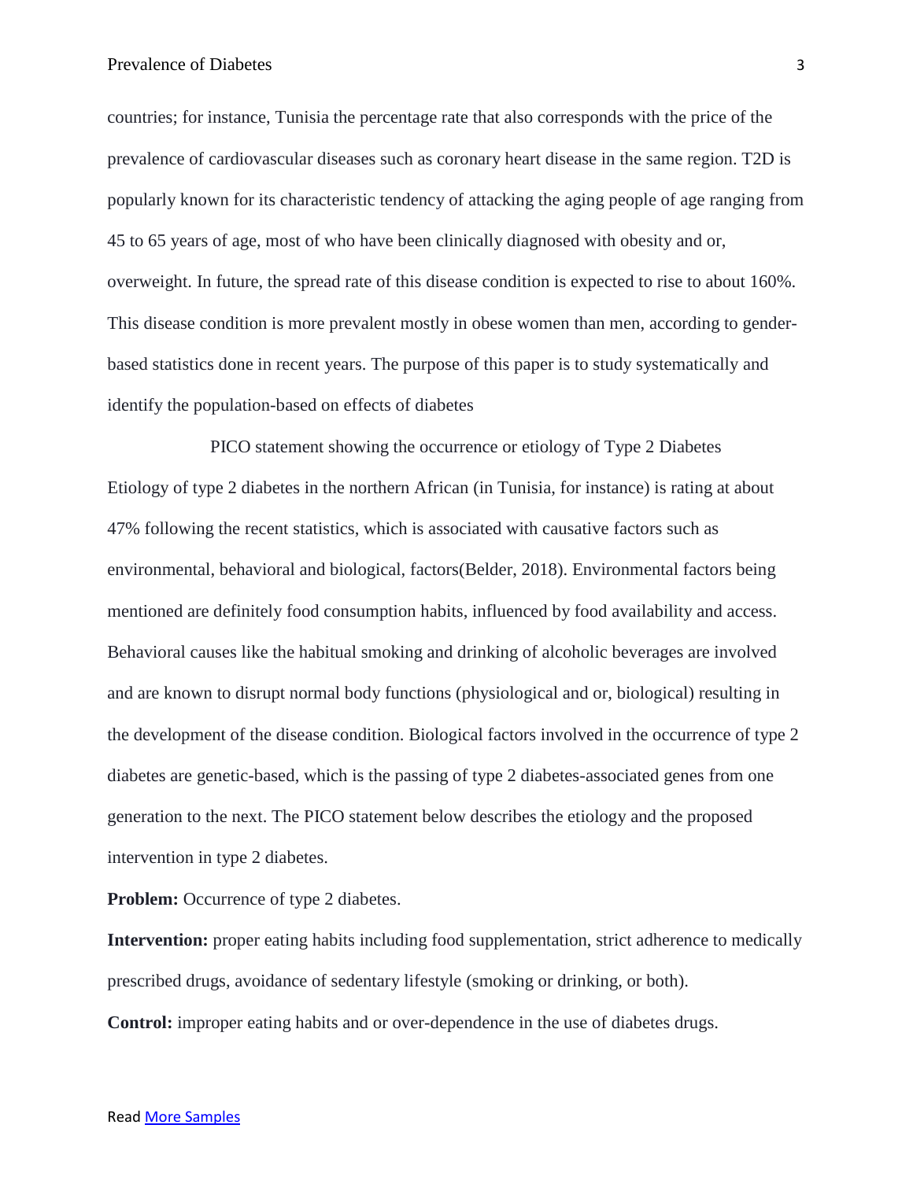countries; for instance, Tunisia the percentage rate that also corresponds with the price of the prevalence of cardiovascular diseases such as coronary heart disease in the same region. T2D is popularly known for its characteristic tendency of attacking the aging people of age ranging from 45 to 65 years of age, most of who have been clinically diagnosed with obesity and or, overweight. In future, the spread rate of this disease condition is expected to rise to about 160%. This disease condition is more prevalent mostly in obese women than men, according to gender-based statistics done in recent years. The purpose of this paper is to study systematically and identify the population-based on effects of diabetes

## PICO statement showing the occurrence or etiology of Type 2 Diabetes

Etiology of type 2 diabetes in the northern African (in Tunisia, for instance) is rating at about 47% following the recent statistics, which is associated with causative factors such as environmental, behavioral and biological, factors(Belder, 2018). Environmental factors being mentioned are definitely food consumption habits, influenced by food availability and access. Behavioral causes like the habitual smoking and drinking of alcoholic beverages are involved and are known to disrupt normal body functions (physiological and or, biological) resulting in the development of the disease condition. Biological factors involved in the occurrence of type 2 diabetes are genetic-based, which is the passing of type 2 diabetes-associated genes from one generation to the next. The PICO statement below describes the etiology and the proposed intervention in type 2 diabetes.

**Problem:** Occurrence of type 2 diabetes.

**Intervention:** proper eating habits including food supplementation, strict adherence to medically prescribed drugs, avoidance of sedentary lifestyle (smoking or drinking, or both).

**Control:** improper eating habits and or over-dependence in the use of diabetes drugs.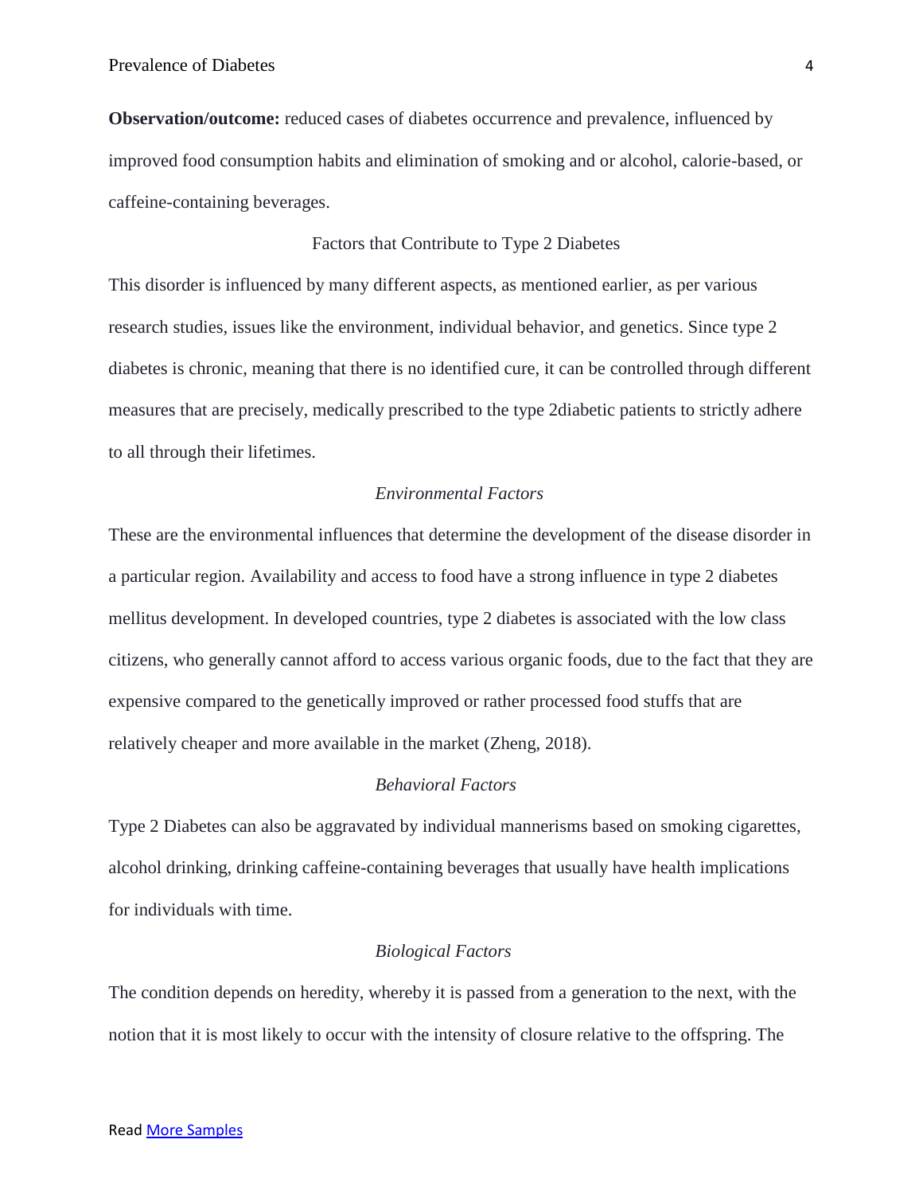**Observation/outcome:** reduced cases of diabetes occurrence and prevalence, influenced by improved food consumption habits and elimination of smoking and or alcohol, calorie-based, or caffeine-containing beverages.

## Factors that Contribute to Type 2 Diabetes

This disorder is influenced by many different aspects, as mentioned earlier, as per various research studies, issues like the environment, individual behavior, and genetics. Since type 2 diabetes is chronic, meaning that there is no identified cure, it can be controlled through different measures that are precisely, medically prescribed to the type 2diabetic patients to strictly adhere to all through their lifetimes.

### *Environmental Factors*

These are the environmental influences that determine the development of the disease disorder in a particular region. Availability and access to food have a strong influence in type 2 diabetes mellitus development. In developed countries, type 2 diabetes is associated with the low class citizens, who generally cannot afford to access various organic foods, due to the fact that they are expensive compared to the genetically improved or rather processed food stuffs that are relatively cheaper and more available in the market (Zheng, 2018).

### *Behavioral Factors*

Type 2 Diabetes can also be aggravated by individual mannerisms based on smoking cigarettes, alcohol drinking, drinking caffeine-containing beverages that usually have health implications for individuals with time.

### *Biological Factors*

The condition depends on heredity, whereby it is passed from a generation to the next, with the notion that it is most likely to occur with the intensity of closure relative to the offspring. The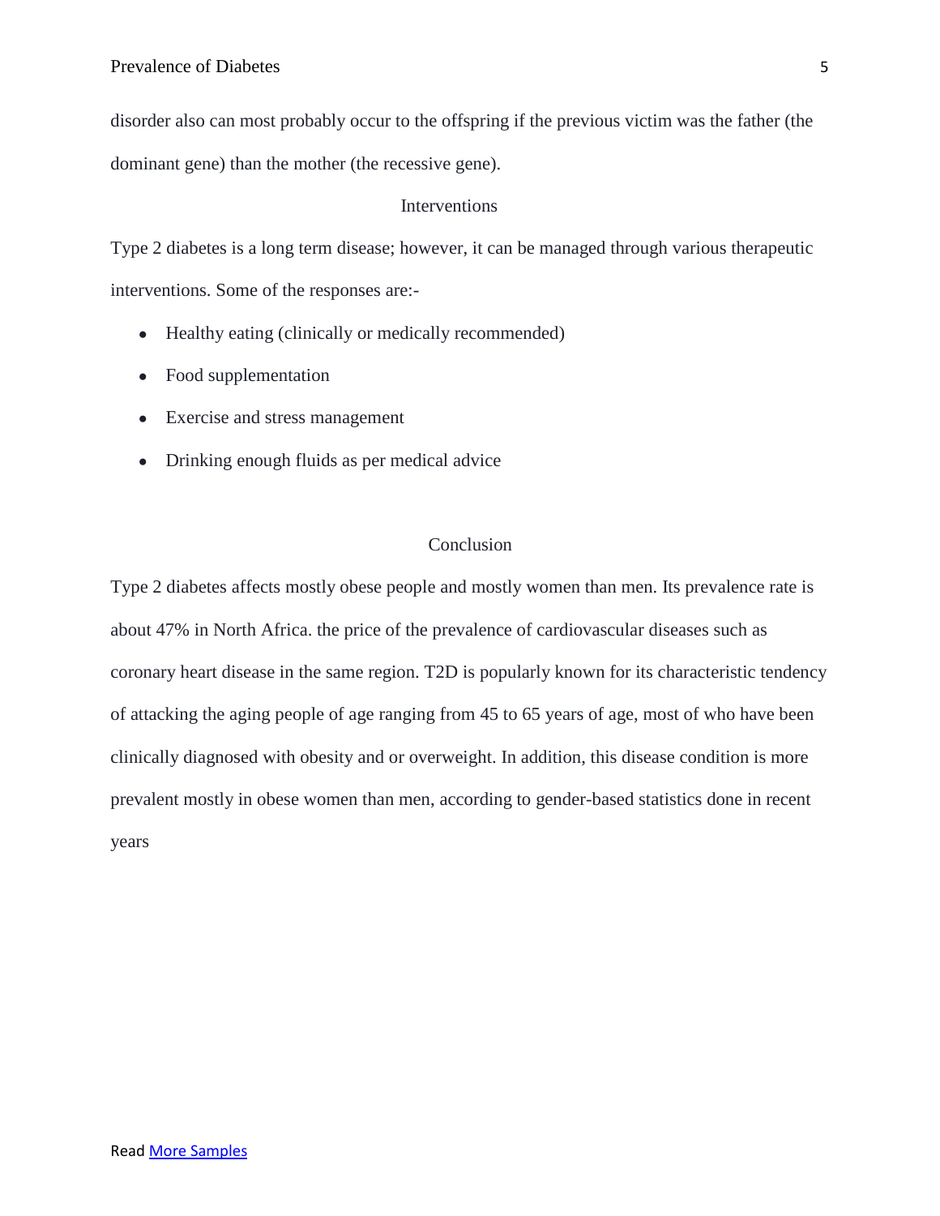disorder also can most probably occur to the offspring if the previous victim was the father (the dominant gene) than the mother (the recessive gene).

## Interventions

Type 2 diabetes is a long term disease; however, it can be managed through various therapeutic interventions. Some of the responses are:-

- Healthy eating (clinically or medically recommended)
- Food supplementation
- Exercise and stress management
- Drinking enough fluids as per medical advice

## Conclusion

Type 2 diabetes affects mostly obese people and mostly women than men. Its prevalence rate is about 47% in North Africa. the price of the prevalence of cardiovascular diseases such as coronary heart disease in the same region. T2D is popularly known for its characteristic tendency of attacking the aging people of age ranging from 45 to 65 years of age, most of who have been clinically diagnosed with obesity and or overweight. In addition, this disease condition is more prevalent mostly in obese women than men, according to gender-based statistics done in recent years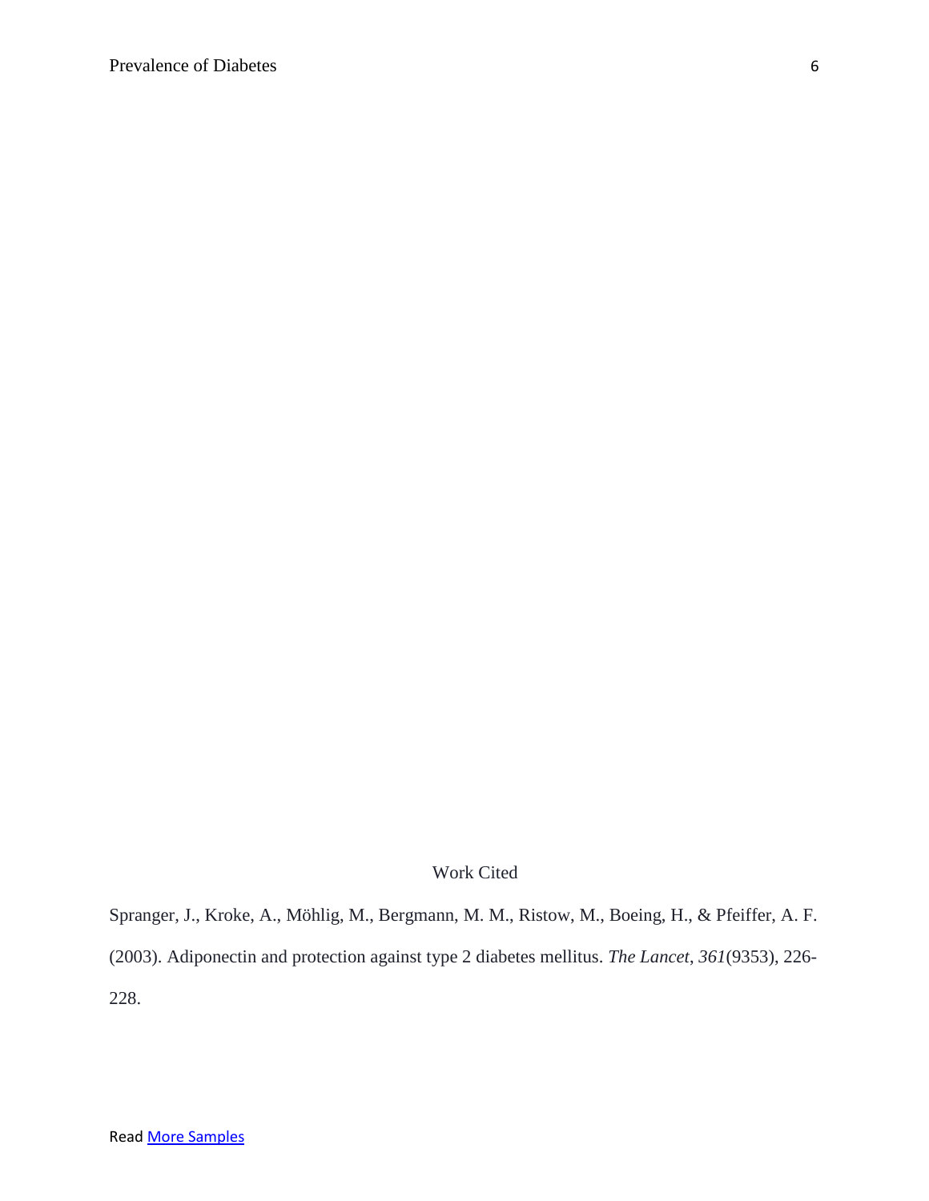## Work Cited

Spranger, J., Kroke, A., Möhlig, M., Bergmann, M. M., Ristow, M., Boeing, H., & Pfeiffer, A. F. (2003). Adiponectin and protection against type 2 diabetes mellitus. *The Lancet*, *361*(9353), 226-228.

Read More Samples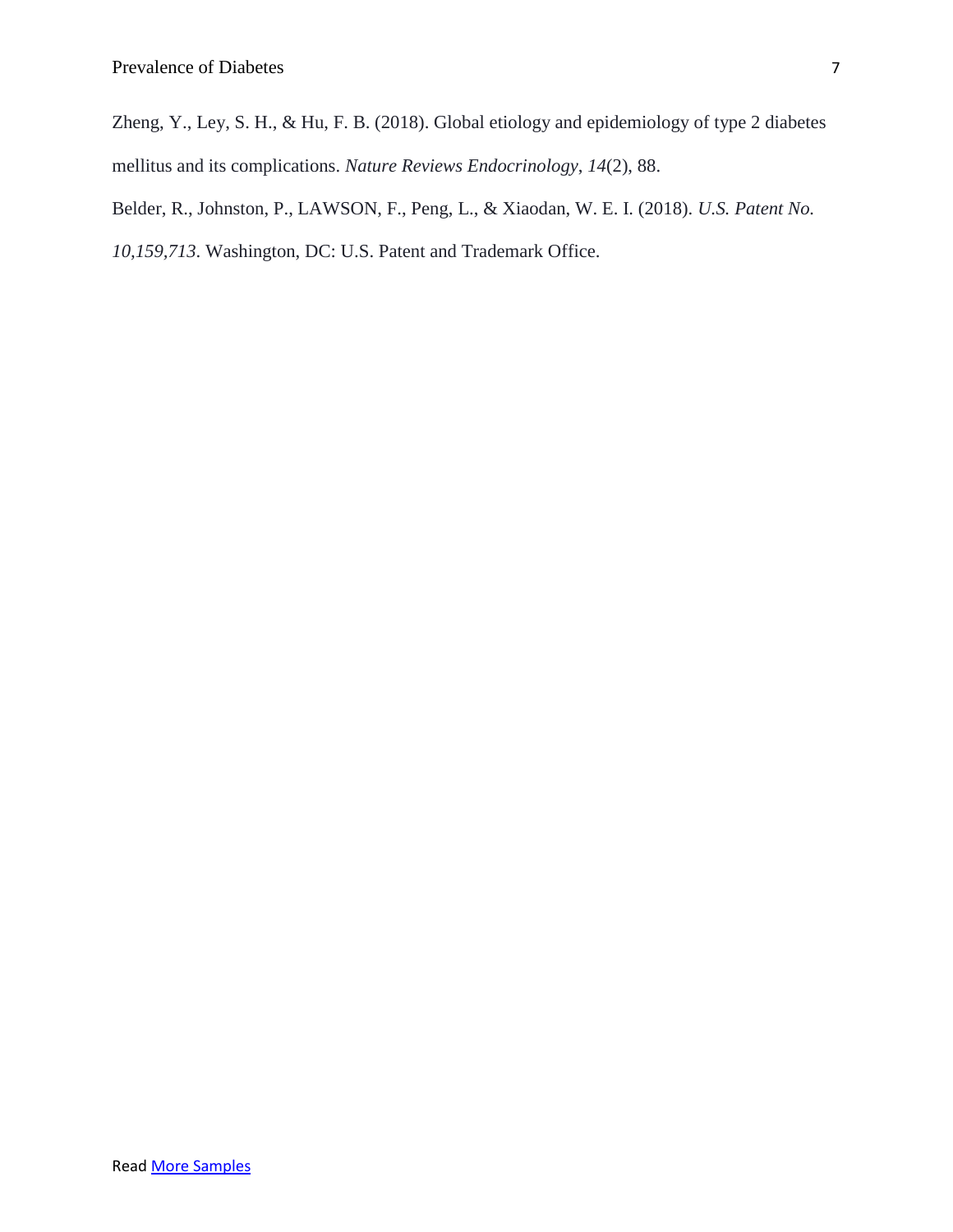Zheng, Y., Ley, S. H., & Hu, F. B. (2018). Global etiology and epidemiology of type 2 diabetes mellitus and its complications. *Nature Reviews Endocrinology*, *14*(2), 88.

Belder, R., Johnston, P., LAWSON, F., Peng, L., & Xiaodan, W. E. I. (2018). *U.S. Patent No. 10,159,713*. Washington, DC: U.S. Patent and Trademark Office.

Read [More Samples]